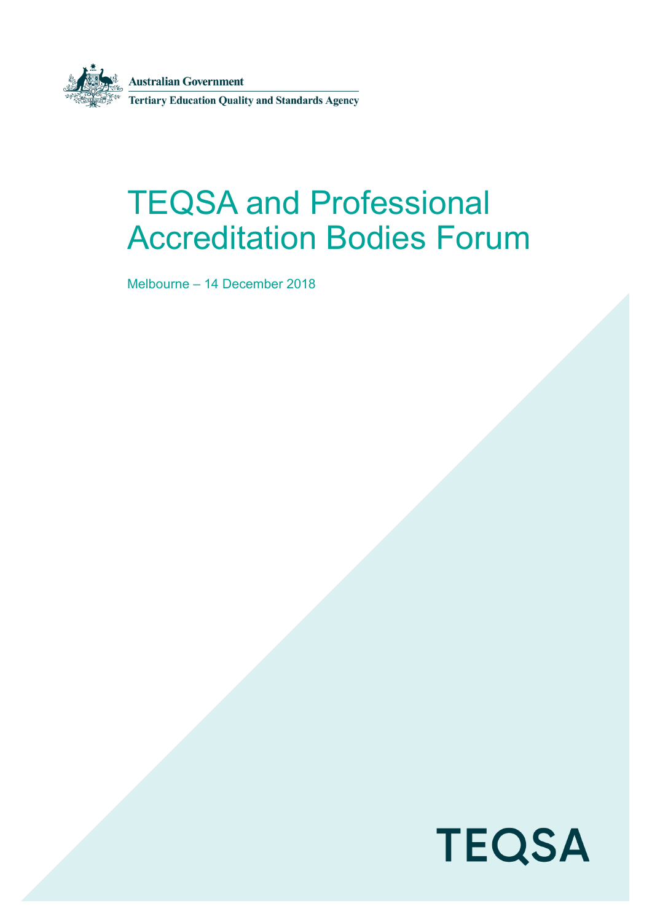Australian Government

Tertiary Education Quality and Standards Agency

# TEQSA and Professional Accreditation Bodies Forum

Melbourne – 14 December 2018

TEQSA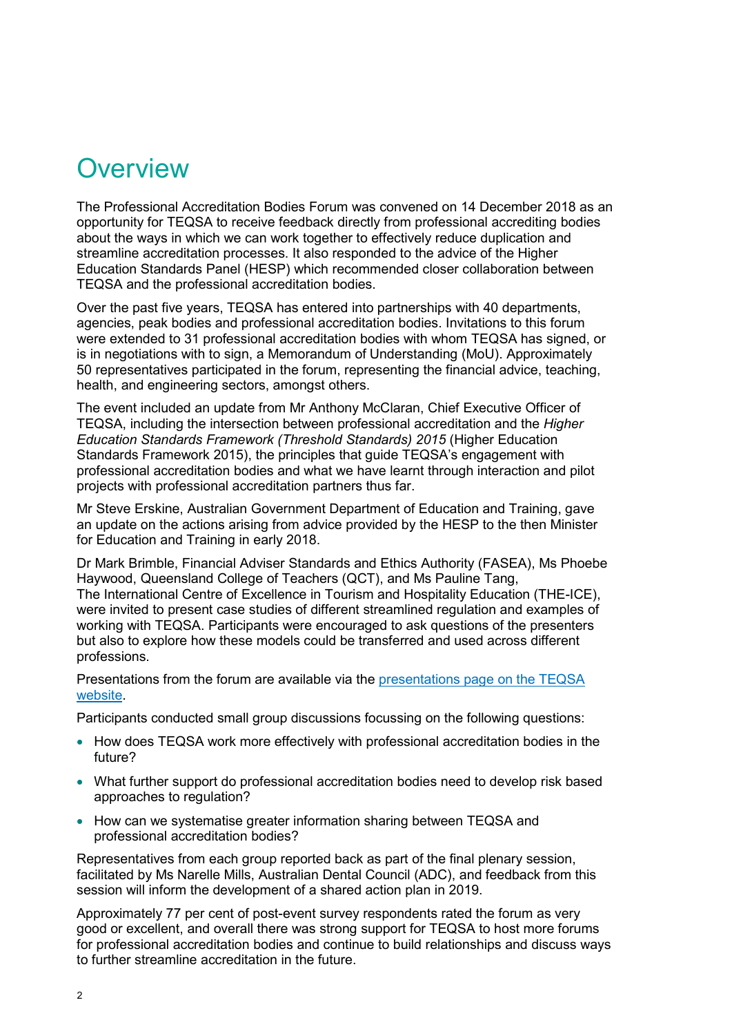# Overview

The Professional Accreditation Bodies Forum was convened on 14 December 2018 as an opportunity for TEQSA to receive feedback directly from professional accrediting bodies about the ways in which we can work together to effectively reduce duplication and streamline accreditation processes. It also responded to the advice of the Higher Education Standards Panel (HESP) which recommended closer collaboration between TEQSA and the professional accreditation bodies.

Over the past five years, TEQSA has entered into partnerships with 40 departments, agencies, peak bodies and professional accreditation bodies. Invitations to this forum were extended to 31 professional accreditation bodies with whom TEQSA has signed, or is in negotiations with to sign, a Memorandum of Understanding (MoU). Approximately 50 representatives participated in the forum, representing the financial advice, teaching, health, and engineering sectors, amongst others.

The event included an update from Mr Anthony McClaran, Chief Executive Officer of TEQSA, including the intersection between professional accreditation and the *Higher Education Standards Framework (Threshold Standards) 2015* (Higher Education Standards Framework 2015), the principles that guide TEQSA's engagement with professional accreditation bodies and what we have learnt through interaction and pilot projects with professional accreditation partners thus far.

Mr Steve Erskine, Australian Government Department of Education and Training, gave an update on the actions arising from advice provided by the HESP to the then Minister for Education and Training in early 2018.

Dr Mark Brimble, Financial Adviser Standards and Ethics Authority (FASEA), Ms Phoebe Haywood, Queensland College of Teachers (QCT), and Ms Pauline Tang, The International Centre of Excellence in Tourism and Hospitality Education (THE-ICE), were invited to present case studies of different streamlined regulation and examples of working with TEQSA. Participants were encouraged to ask questions of the presenters but also to explore how these models could be transferred and used across different professions.

Presentations from the forum are available via the [presentations page on the TEQSA website](presentations page on the TEQSA website).

Participants conducted small group discussions focussing on the following questions:

- How does TEQSA work more effectively with professional accreditation bodies in the future?
- What further support do professional accreditation bodies need to develop risk based approaches to regulation?
- How can we systematise greater information sharing between TEQSA and professional accreditation bodies?

Representatives from each group reported back as part of the final plenary session, facilitated by Ms Narelle Mills, Australian Dental Council (ADC), and feedback from this session will inform the development of a shared action plan in 2019.

Approximately 77 per cent of post-event survey respondents rated the forum as very good or excellent, and overall there was strong support for TEQSA to host more forums for professional accreditation bodies and continue to build relationships and discuss ways to further streamline accreditation in the future.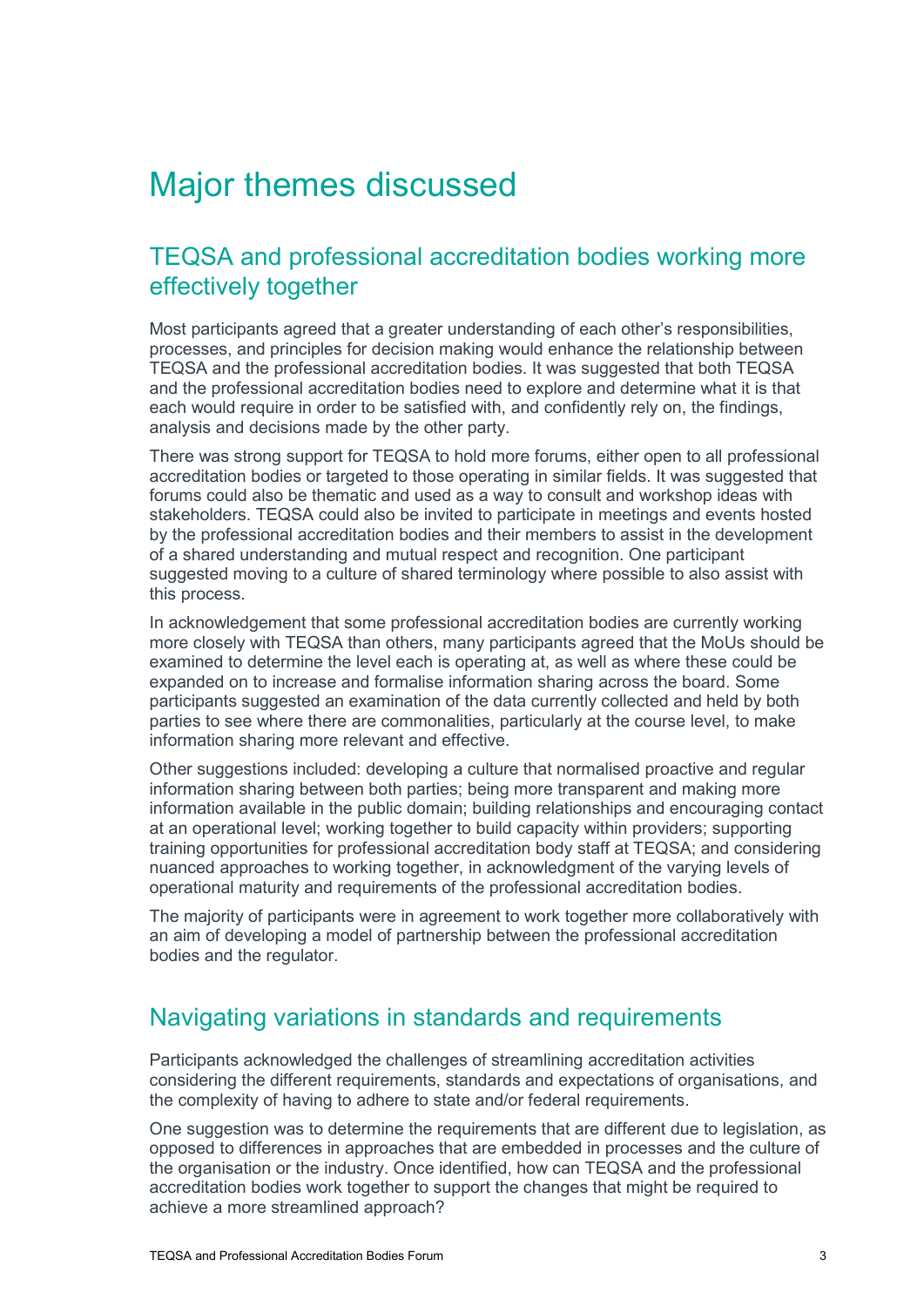# Major themes discussed

## TEQSA and professional accreditation bodies working more effectively together

Most participants agreed that a greater understanding of each other's responsibilities, processes, and principles for decision making would enhance the relationship between TEQSA and the professional accreditation bodies. It was suggested that both TEQSA and the professional accreditation bodies need to explore and determine what it is that each would require in order to be satisfied with, and confidently rely on, the findings, analysis and decisions made by the other party.

There was strong support for TEQSA to hold more forums, either open to all professional accreditation bodies or targeted to those operating in similar fields. It was suggested that forums could also be thematic and used as a way to consult and workshop ideas with stakeholders. TEQSA could also be invited to participate in meetings and events hosted by the professional accreditation bodies and their members to assist in the development of a shared understanding and mutual respect and recognition. One participant suggested moving to a culture of shared terminology where possible to also assist with this process.

In acknowledgement that some professional accreditation bodies are currently working more closely with TEQSA than others, many participants agreed that the MoUs should be examined to determine the level each is operating at, as well as where these could be expanded on to increase and formalise information sharing across the board. Some participants suggested an examination of the data currently collected and held by both parties to see where there are commonalities, particularly at the course level, to make information sharing more relevant and effective.

Other suggestions included: developing a culture that normalised proactive and regular information sharing between both parties; being more transparent and making more information available in the public domain; building relationships and encouraging contact at an operational level; working together to build capacity within providers; supporting training opportunities for professional accreditation body staff at TEQSA; and considering nuanced approaches to working together, in acknowledgment of the varying levels of operational maturity and requirements of the professional accreditation bodies.

The majority of participants were in agreement to work together more collaboratively with an aim of developing a model of partnership between the professional accreditation bodies and the regulator.

## Navigating variations in standards and requirements

Participants acknowledged the challenges of streamlining accreditation activities considering the different requirements, standards and expectations of organisations, and the complexity of having to adhere to state and/or federal requirements.

One suggestion was to determine the requirements that are different due to legislation, as opposed to differences in approaches that are embedded in processes and the culture of the organisation or the industry. Once identified, how can TEQSA and the professional accreditation bodies work together to support the changes that might be required to achieve a more streamlined approach?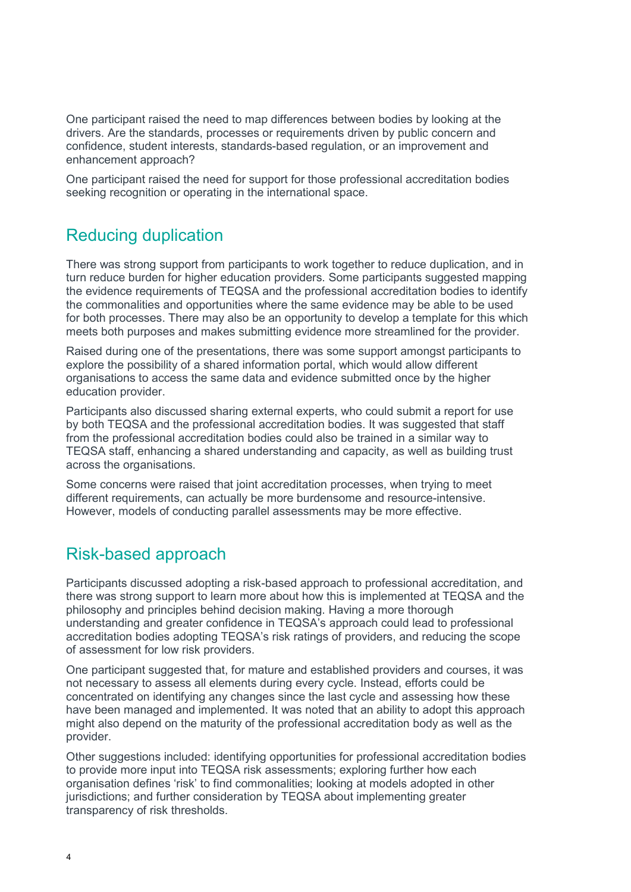One participant raised the need to map differences between bodies by looking at the drivers. Are the standards, processes or requirements driven by public concern and confidence, student interests, standards-based regulation, or an improvement and enhancement approach?

One participant raised the need for support for those professional accreditation bodies seeking recognition or operating in the international space.

## Reducing duplication

There was strong support from participants to work together to reduce duplication, and in turn reduce burden for higher education providers. Some participants suggested mapping the evidence requirements of TEQSA and the professional accreditation bodies to identify the commonalities and opportunities where the same evidence may be able to be used for both processes. There may also be an opportunity to develop a template for this which meets both purposes and makes submitting evidence more streamlined for the provider.

Raised during one of the presentations, there was some support amongst participants to explore the possibility of a shared information portal, which would allow different organisations to access the same data and evidence submitted once by the higher education provider.

Participants also discussed sharing external experts, who could submit a report for use by both TEQSA and the professional accreditation bodies. It was suggested that staff from the professional accreditation bodies could also be trained in a similar way to TEQSA staff, enhancing a shared understanding and capacity, as well as building trust across the organisations.

Some concerns were raised that joint accreditation processes, when trying to meet different requirements, can actually be more burdensome and resource-intensive. However, models of conducting parallel assessments may be more effective.

## Risk-based approach

Participants discussed adopting a risk-based approach to professional accreditation, and there was strong support to learn more about how this is implemented at TEQSA and the philosophy and principles behind decision making. Having a more thorough understanding and greater confidence in TEQSA's approach could lead to professional accreditation bodies adopting TEQSA's risk ratings of providers, and reducing the scope of assessment for low risk providers.

One participant suggested that, for mature and established providers and courses, it was not necessary to assess all elements during every cycle. Instead, efforts could be concentrated on identifying any changes since the last cycle and assessing how these have been managed and implemented. It was noted that an ability to adopt this approach might also depend on the maturity of the professional accreditation body as well as the provider.

Other suggestions included: identifying opportunities for professional accreditation bodies to provide more input into TEQSA risk assessments; exploring further how each organisation defines 'risk' to find commonalities; looking at models adopted in other jurisdictions; and further consideration by TEQSA about implementing greater transparency of risk thresholds.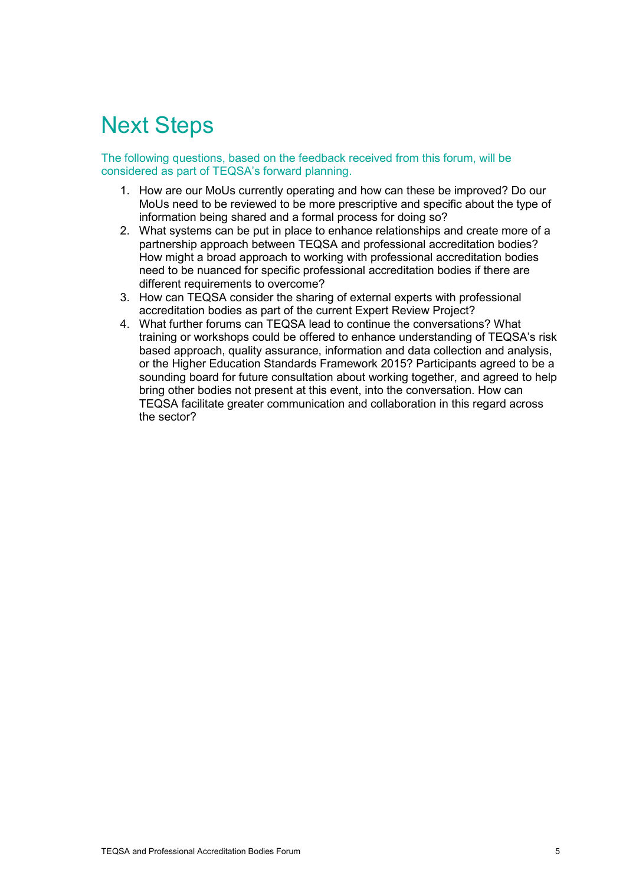# Next Steps

The following questions, based on the feedback received from this forum, will be considered as part of TEQSA's forward planning.

1. How are our MoUs currently operating and how can these be improved? Do our MoUs need to be reviewed to be more prescriptive and specific about the type of information being shared and a formal process for doing so?
2. What systems can be put in place to enhance relationships and create more of a partnership approach between TEQSA and professional accreditation bodies? How might a broad approach to working with professional accreditation bodies need to be nuanced for specific professional accreditation bodies if there are different requirements to overcome?
3. How can TEQSA consider the sharing of external experts with professional accreditation bodies as part of the current Expert Review Project?
4. What further forums can TEQSA lead to continue the conversations? What training or workshops could be offered to enhance understanding of TEQSA's risk based approach, quality assurance, information and data collection and analysis, or the Higher Education Standards Framework 2015? Participants agreed to be a sounding board for future consultation about working together, and agreed to help bring other bodies not present at this event, into the conversation. How can TEQSA facilitate greater communication and collaboration in this regard across the sector?